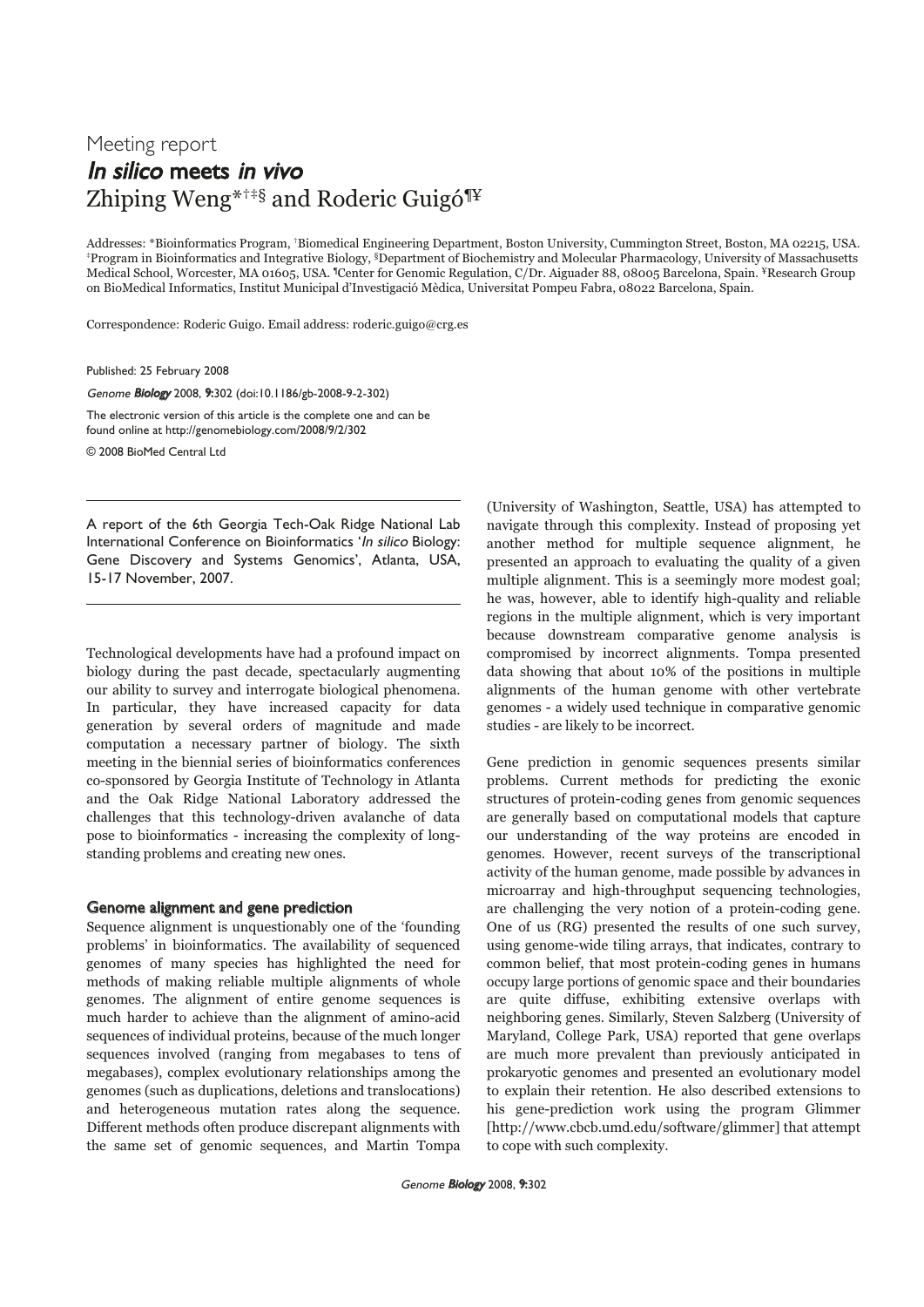Meeting report

# *In silico* meets *in vivo*

Zhiping Weng*†‡§ and Roderic Guigó¶¥

Addresses: *Bioinformatics Program, †Biomedical Engineering Department, Boston University, Cummington Street, Boston, MA 02215, USA. ‡Program in Bioinformatics and Integrative Biology, §Department of Biochemistry and Molecular Pharmacology, University of Massachusetts Medical School, Worcester, MA 01605, USA. ¶Center for Genomic Regulation, C/Dr. Aiguader 88, 08005 Barcelona, Spain. ¥Research Group on BioMedical Informatics, Institut Municipal d'Investigació Mèdica, Universitat Pompeu Fabra, 08022 Barcelona, Spain.

Correspondence: Roderic Guigo. Email address: roderic.guigo@crg.es

Published: 25 February 2008

*Genome Biology* 2008, **9**:302 (doi:10.1186/gb-2008-9-2-302)

The electronic version of this article is the complete one and can be found online at http://genomebiology.com/2008/9/2/302

© 2008 BioMed Central Ltd

---

A report of the 6th Georgia Tech-Oak Ridge National Lab International Conference on Bioinformatics '*In silico* Biology: Gene Discovery and Systems Genomics', Atlanta, USA, 15-17 November, 2007.

---

Technological developments have had a profound impact on biology during the past decade, spectacularly augmenting our ability to survey and interrogate biological phenomena. In particular, they have increased capacity for data generation by several orders of magnitude and made computation a necessary partner of biology. The sixth meeting in the biennial series of bioinformatics conferences co-sponsored by Georgia Institute of Technology in Atlanta and the Oak Ridge National Laboratory addressed the challenges that this technology-driven avalanche of data pose to bioinformatics - increasing the complexity of long-standing problems and creating new ones.

## Genome alignment and gene prediction

Sequence alignment is unquestionably one of the 'founding problems' in bioinformatics. The availability of sequenced genomes of many species has highlighted the need for methods of making reliable multiple alignments of whole genomes. The alignment of entire genome sequences is much harder to achieve than the alignment of amino-acid sequences of individual proteins, because of the much longer sequences involved (ranging from megabases to tens of megabases), complex evolutionary relationships among the genomes (such as duplications, deletions and translocations) and heterogeneous mutation rates along the sequence. Different methods often produce discrepant alignments with the same set of genomic sequences, and Martin Tompa (University of Washington, Seattle, USA) has attempted to navigate through this complexity. Instead of proposing yet another method for multiple sequence alignment, he presented an approach to evaluating the quality of a given multiple alignment. This is a seemingly more modest goal; he was, however, able to identify high-quality and reliable regions in the multiple alignment, which is very important because downstream comparative genome analysis is compromised by incorrect alignments. Tompa presented data showing that about 10% of the positions in multiple alignments of the human genome with other vertebrate genomes - a widely used technique in comparative genomic studies - are likely to be incorrect.

Gene prediction in genomic sequences presents similar problems. Current methods for predicting the exonic structures of protein-coding genes from genomic sequences are generally based on computational models that capture our understanding of the way proteins are encoded in genomes. However, recent surveys of the transcriptional activity of the human genome, made possible by advances in microarray and high-throughput sequencing technologies, are challenging the very notion of a protein-coding gene. One of us (RG) presented the results of one such survey, using genome-wide tiling arrays, that indicates, contrary to common belief, that most protein-coding genes in humans occupy large portions of genomic space and their boundaries are quite diffuse, exhibiting extensive overlaps with neighboring genes. Similarly, Steven Salzberg (University of Maryland, College Park, USA) reported that gene overlaps are much more prevalent than previously anticipated in prokaryotic genomes and presented an evolutionary model to explain their retention. He also described extensions to his gene-prediction work using the program Glimmer [http://www.cbcb.umd.edu/software/glimmer] that attempt to cope with such complexity.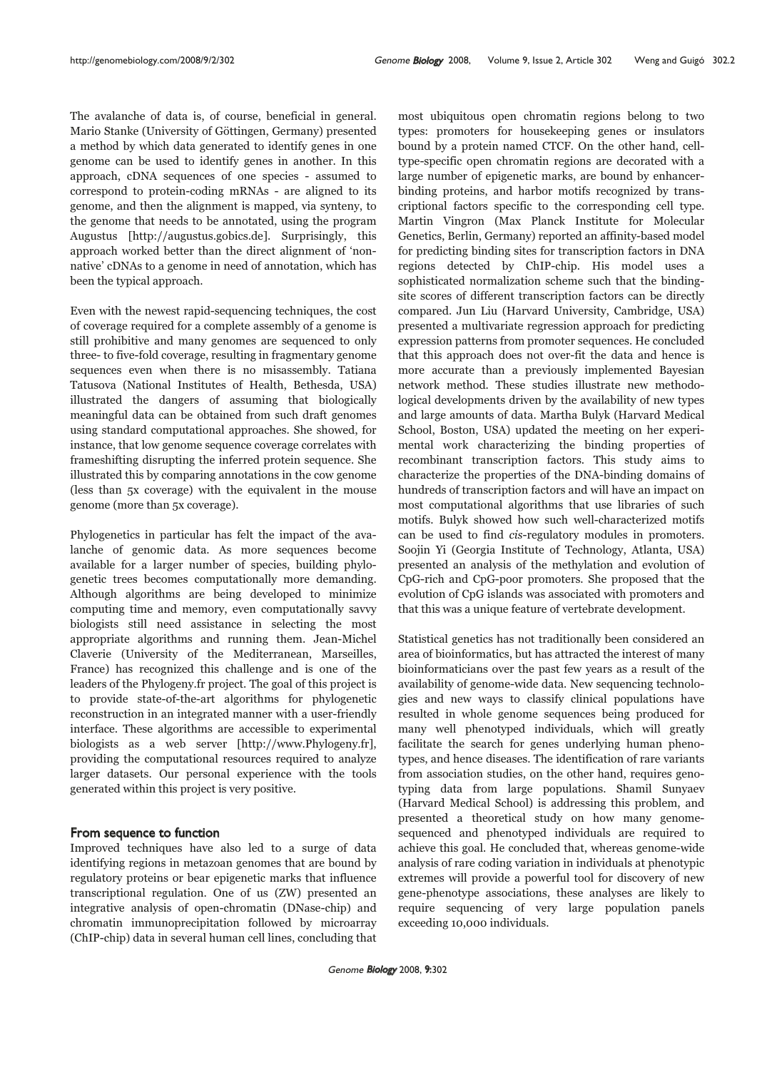The avalanche of data is, of course, beneficial in general. Mario Stanke (University of Göttingen, Germany) presented a method by which data generated to identify genes in one genome can be used to identify genes in another. In this approach, cDNA sequences of one species - assumed to correspond to protein-coding mRNAs - are aligned to its genome, and then the alignment is mapped, via synteny, to the genome that needs to be annotated, using the program Augustus [http://augustus.gobics.de]. Surprisingly, this approach worked better than the direct alignment of 'non-native' cDNAs to a genome in need of annotation, which has been the typical approach.

Even with the newest rapid-sequencing techniques, the cost of coverage required for a complete assembly of a genome is still prohibitive and many genomes are sequenced to only three- to five-fold coverage, resulting in fragmentary genome sequences even when there is no misassembly. Tatiana Tatusova (National Institutes of Health, Bethesda, USA) illustrated the dangers of assuming that biologically meaningful data can be obtained from such draft genomes using standard computational approaches. She showed, for instance, that low genome sequence coverage correlates with frameshifting disrupting the inferred protein sequence. She illustrated this by comparing annotations in the cow genome (less than 5x coverage) with the equivalent in the mouse genome (more than 5x coverage).

Phylogenetics in particular has felt the impact of the avalanche of genomic data. As more sequences become available for a larger number of species, building phylogenetic trees becomes computationally more demanding. Although algorithms are being developed to minimize computing time and memory, even computationally savvy biologists still need assistance in selecting the most appropriate algorithms and running them. Jean-Michel Claverie (University of the Mediterranean, Marseilles, France) has recognized this challenge and is one of the leaders of the Phylogeny.fr project. The goal of this project is to provide state-of-the-art algorithms for phylogenetic reconstruction in an integrated manner with a user-friendly interface. These algorithms are accessible to experimental biologists as a web server [http://www.Phylogeny.fr], providing the computational resources required to analyze larger datasets. Our personal experience with the tools generated within this project is very positive.

## From sequence to function

Improved techniques have also led to a surge of data identifying regions in metazoan genomes that are bound by regulatory proteins or bear epigenetic marks that influence transcriptional regulation. One of us (ZW) presented an integrative analysis of open-chromatin (DNase-chip) and chromatin immunoprecipitation followed by microarray (ChIP-chip) data in several human cell lines, concluding that most ubiquitous open chromatin regions belong to two types: promoters for housekeeping genes or insulators bound by a protein named CTCF. On the other hand, cell-type-specific open chromatin regions are decorated with a large number of epigenetic marks, are bound by enhancer-binding proteins, and harbor motifs recognized by transcriptional factors specific to the corresponding cell type. Martin Vingron (Max Planck Institute for Molecular Genetics, Berlin, Germany) reported an affinity-based model for predicting binding sites for transcription factors in DNA regions detected by ChIP-chip. His model uses a sophisticated normalization scheme such that the binding-site scores of different transcription factors can be directly compared. Jun Liu (Harvard University, Cambridge, USA) presented a multivariate regression approach for predicting expression patterns from promoter sequences. He concluded that this approach does not over-fit the data and hence is more accurate than a previously implemented Bayesian network method. These studies illustrate new methodological developments driven by the availability of new types and large amounts of data. Martha Bulyk (Harvard Medical School, Boston, USA) updated the meeting on her experimental work characterizing the binding properties of recombinant transcription factors. This study aims to characterize the properties of the DNA-binding domains of hundreds of transcription factors and will have an impact on most computational algorithms that use libraries of such motifs. Bulyk showed how such well-characterized motifs can be used to find *cis*-regulatory modules in promoters. Soojin Yi (Georgia Institute of Technology, Atlanta, USA) presented an analysis of the methylation and evolution of CpG-rich and CpG-poor promoters. She proposed that the evolution of CpG islands was associated with promoters and that this was a unique feature of vertebrate development.

Statistical genetics has not traditionally been considered an area of bioinformatics, but has attracted the interest of many bioinformaticians over the past few years as a result of the availability of genome-wide data. New sequencing technologies and new ways to classify clinical populations have resulted in whole genome sequences being produced for many well phenotyped individuals, which will greatly facilitate the search for genes underlying human phenotypes, and hence diseases. The identification of rare variants from association studies, on the other hand, requires genotyping data from large populations. Shamil Sunyaev (Harvard Medical School) is addressing this problem, and presented a theoretical study on how many genome-sequenced and phenotyped individuals are required to achieve this goal. He concluded that, whereas genome-wide analysis of rare coding variation in individuals at phenotypic extremes will provide a powerful tool for discovery of new gene-phenotype associations, these analyses are likely to require sequencing of very large population panels exceeding 10,000 individuals.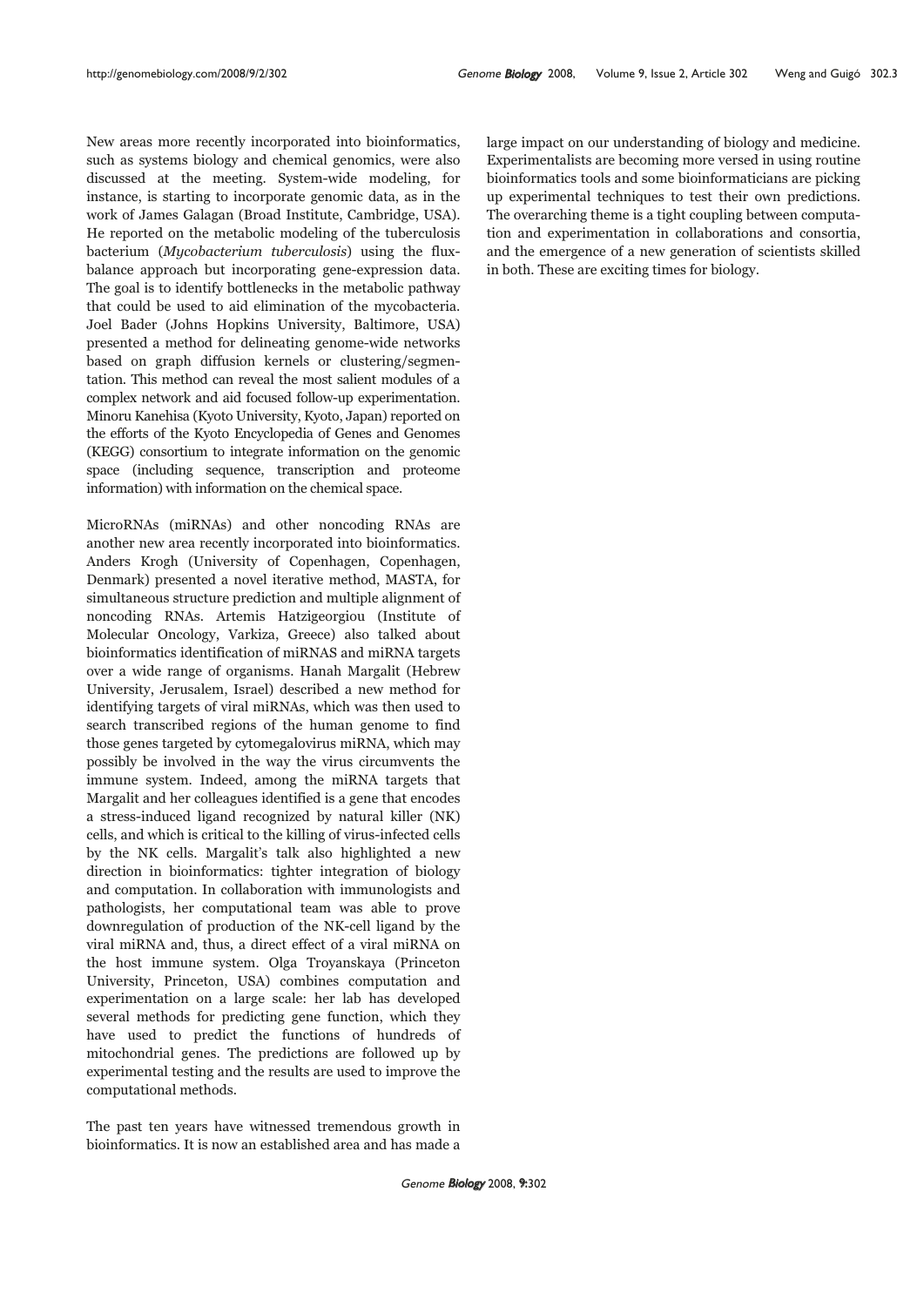New areas more recently incorporated into bioinformatics, such as systems biology and chemical genomics, were also discussed at the meeting. System-wide modeling, for instance, is starting to incorporate genomic data, as in the work of James Galagan (Broad Institute, Cambridge, USA). He reported on the metabolic modeling of the tuberculosis bacterium (*Mycobacterium tuberculosis*) using the flux-balance approach but incorporating gene-expression data. The goal is to identify bottlenecks in the metabolic pathway that could be used to aid elimination of the mycobacteria. Joel Bader (Johns Hopkins University, Baltimore, USA) presented a method for delineating genome-wide networks based on graph diffusion kernels or clustering/segmentation. This method can reveal the most salient modules of a complex network and aid focused follow-up experimentation. Minoru Kanehisa (Kyoto University, Kyoto, Japan) reported on the efforts of the Kyoto Encyclopedia of Genes and Genomes (KEGG) consortium to integrate information on the genomic space (including sequence, transcription and proteome information) with information on the chemical space.

MicroRNAs (miRNAs) and other noncoding RNAs are another new area recently incorporated into bioinformatics. Anders Krogh (University of Copenhagen, Copenhagen, Denmark) presented a novel iterative method, MASTA, for simultaneous structure prediction and multiple alignment of noncoding RNAs. Artemis Hatzigeorgiou (Institute of Molecular Oncology, Varkiza, Greece) also talked about bioinformatics identification of miRNAS and miRNA targets over a wide range of organisms. Hanah Margalit (Hebrew University, Jerusalem, Israel) described a new method for identifying targets of viral miRNAs, which was then used to search transcribed regions of the human genome to find those genes targeted by cytomegalovirus miRNA, which may possibly be involved in the way the virus circumvents the immune system. Indeed, among the miRNA targets that Margalit and her colleagues identified is a gene that encodes a stress-induced ligand recognized by natural killer (NK) cells, and which is critical to the killing of virus-infected cells by the NK cells. Margalit's talk also highlighted a new direction in bioinformatics: tighter integration of biology and computation. In collaboration with immunologists and pathologists, her computational team was able to prove downregulation of production of the NK-cell ligand by the viral miRNA and, thus, a direct effect of a viral miRNA on the host immune system. Olga Troyanskaya (Princeton University, Princeton, USA) combines computation and experimentation on a large scale: her lab has developed several methods for predicting gene function, which they have used to predict the functions of hundreds of mitochondrial genes. The predictions are followed up by experimental testing and the results are used to improve the computational methods.

The past ten years have witnessed tremendous growth in bioinformatics. It is now an established area and has made a large impact on our understanding of biology and medicine. Experimentalists are becoming more versed in using routine bioinformatics tools and some bioinformaticians are picking up experimental techniques to test their own predictions. The overarching theme is a tight coupling between computation and experimentation in collaborations and consortia, and the emergence of a new generation of scientists skilled in both. These are exciting times for biology.